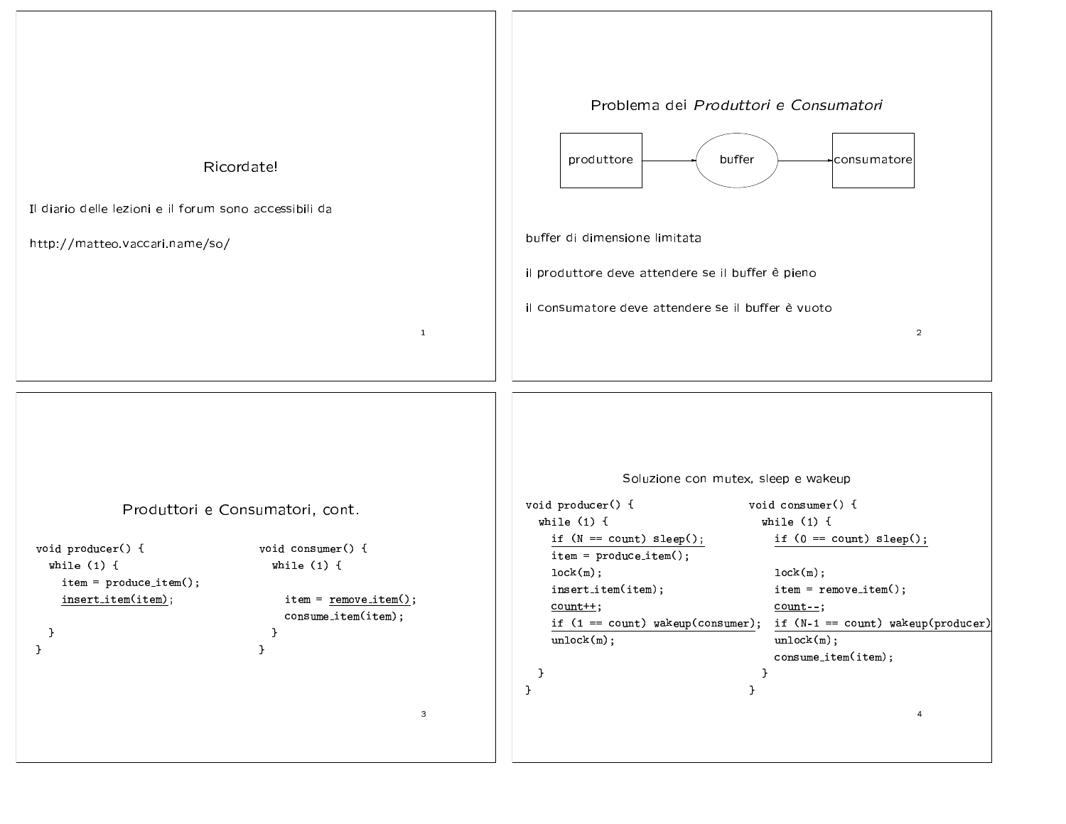## Ricordate!

Il diario delle lezioni e il forum sono accessibili da

http://matteo.vaccari.name/so/

## Problema dei *Produttori e Consumatori*

produttore → buffer → consumatore

buffer di dimensione limitata

il produttore deve attendere se il buffer è pieno

il consumatore deve attendere se il buffer è vuoto

## Produttori e Consumatori, cont.

```
void producer() {
  while (1) {
    item = produce_item();
    insert_item(item);

  }
}
```

```
void consumer() {
  while (1) {

    item = remove_item();
    consume_item(item);
  }
}
```

## Soluzione con mutex, sleep e wakeup

```
void producer() {
  while (1) {
    if (N == count) sleep();
    item = produce_item();
    lock(m);
    insert_item(item);
    count++;
    if (1 == count) wakeup(consumer);
    unlock(m);

  }
}
```

```
void consumer() {
  while (1) {
    if (0 == count) sleep();

    lock(m);
    item = remove_item();
    count--;
    if (N-1 == count) wakeup(producer);
    unlock(m);
    consume_item(item);
  }
}
```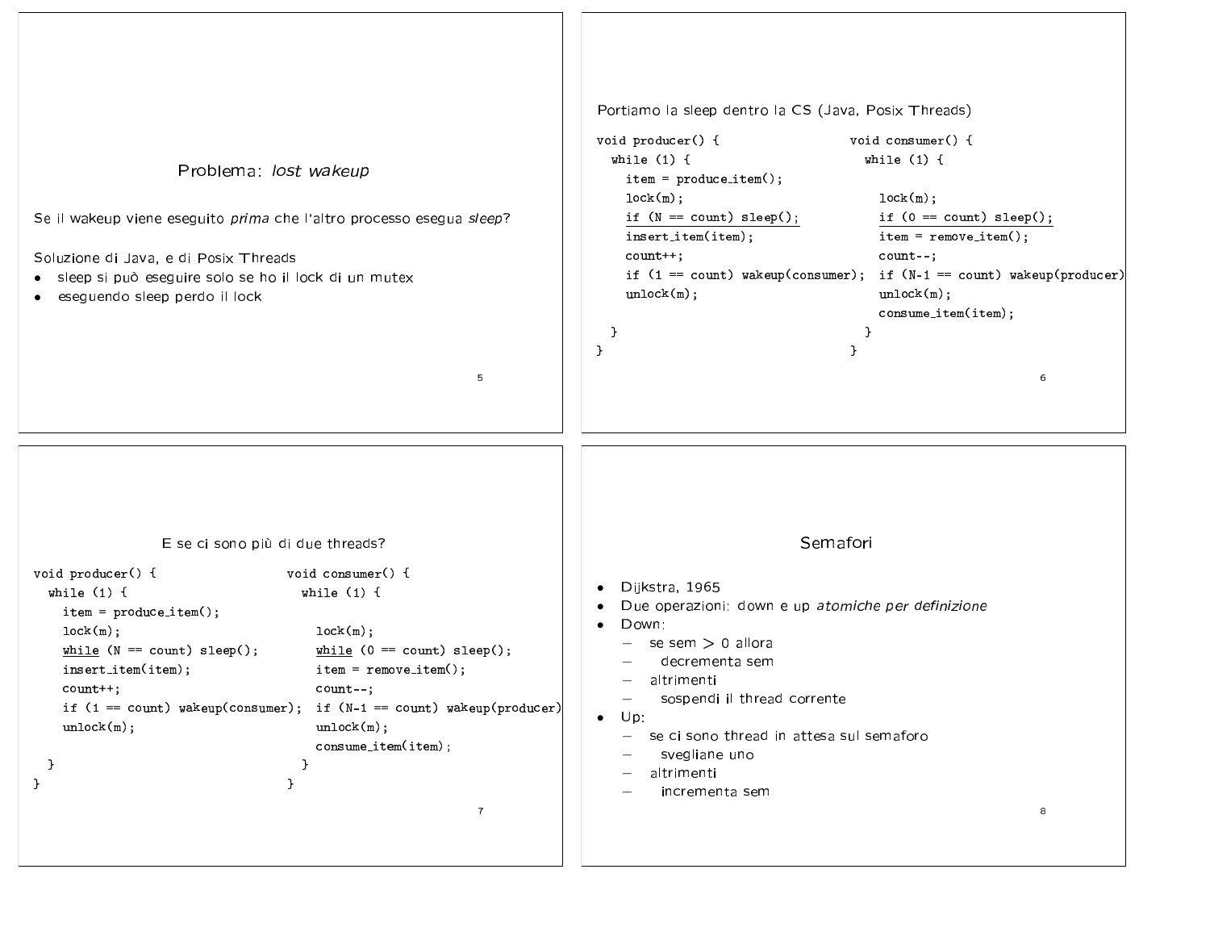## Problema: *lost wakeup*

Se il wakeup viene eseguito *prima* che l'altro processo esegua *sleep*?

Soluzione di Java, e di Posix Threads

- sleep si può eseguire solo se ho il lock di un mutex
- eseguendo sleep perdo il lock

---

Portiamo la sleep dentro la CS (Java, Posix Threads)

```
void producer() {
  while (1) {
    item = produce_item();
    lock(m);
    if (N == count) sleep();
    insert_item(item);
    count++;
    if (1 == count) wakeup(consumer);
    unlock(m);

  }
}
```

```
void consumer() {
  while (1) {

    lock(m);
    if (0 == count) sleep();
    item = remove_item();
    count--;
    if (N-1 == count) wakeup(producer)
    unlock(m);
    consume_item(item);
  }
}
```

---

## E se ci sono più di due threads?

```
void producer() {
  while (1) {
    item = produce_item();
    lock(m);
    while (N == count) sleep();
    insert_item(item);
    count++;
    if (1 == count) wakeup(consumer);
    unlock(m);

  }
}
```

```
void consumer() {
  while (1) {

    lock(m);
    while (0 == count) sleep();
    item = remove_item();
    count--;
    if (N-1 == count) wakeup(producer)
    unlock(m);
    consume_item(item);
  }
}
```

---

## Semafori

- Dijkstra, 1965
- Due operazioni: down e up *atomiche per definizione*
- Down:
  - se sem > 0 allora
  - decrementa sem
  - altrimenti
  - sospendi il thread corrente
- Up:
  - se ci sono thread in attesa sul semaforo
  - svegliane uno
  - altrimenti
  - incrementa sem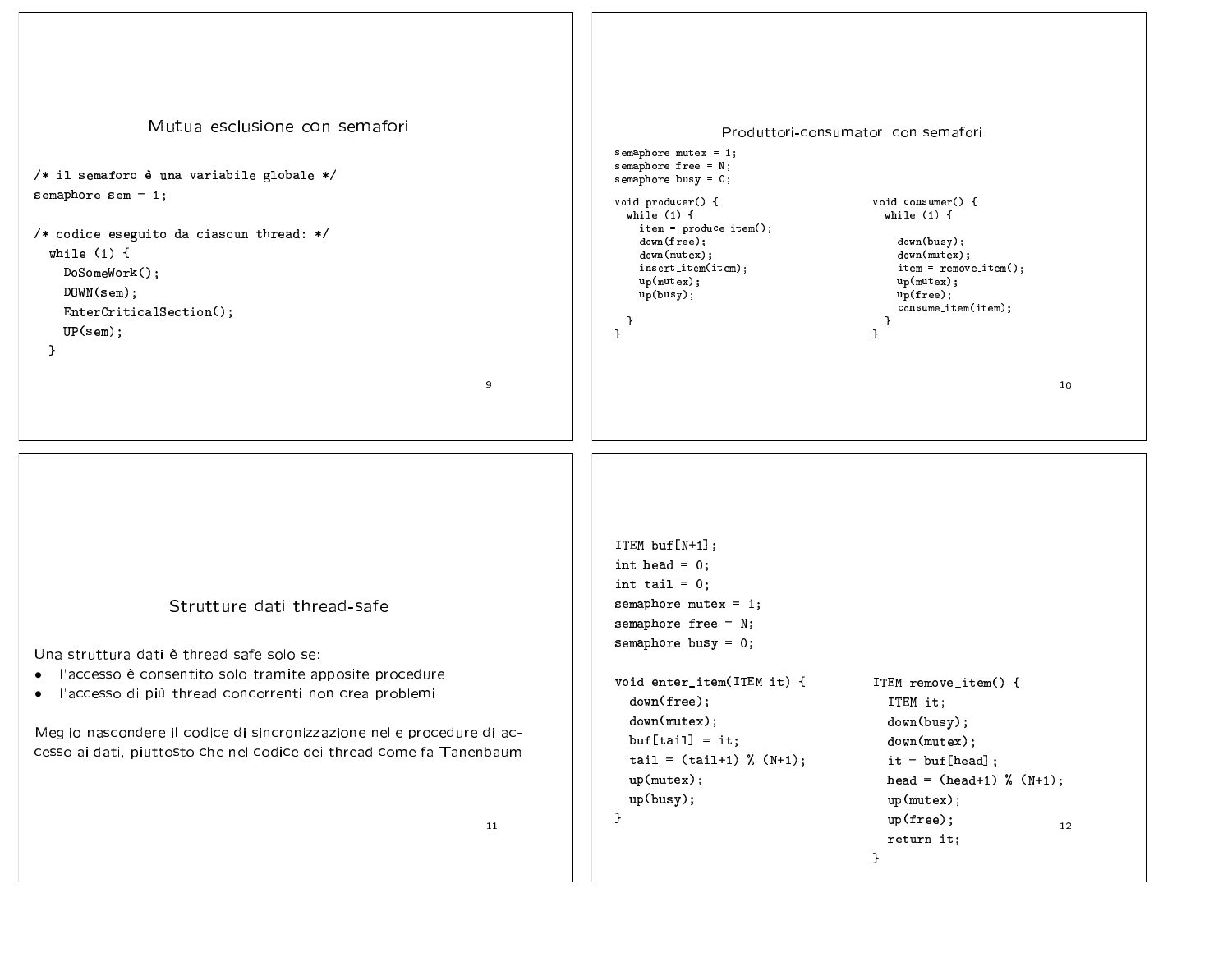## Mutua esclusione con semafori

```
/* il semaforo è una variabile globale */
semaphore sem = 1;

/* codice eseguito da ciascun thread: */
  while (1) {
    DoSomeWork();
    DOWN(sem);
    EnterCriticalSection();
    UP(sem);
  }
```

## Produttori-consumatori con semafori

```
semaphore mutex = 1;
semaphore free = N;
semaphore busy = 0;

void producer() {
  while (1) {
    item = produce_item();
    down(free);
    down(mutex);
    insert_item(item);
    up(mutex);
    up(busy);

  }
}
```

```
void consumer() {
  while (1) {

    down(busy);
    down(mutex);
    item = remove_item();
    up(mutex);
    up(free);
    consume_item(item);
  }
}
```

## Strutture dati thread-safe

Una struttura dati è thread safe solo se:

- l'accesso è consentito solo tramite apposite procedure
- l'accesso di più thread concorrenti non crea problemi

Meglio nascondere il codice di sincronizzazione nelle procedure di accesso ai dati, piuttosto che nel codice dei thread come fa Tanenbaum

```
ITEM buf[N+1];
int head = 0;
int tail = 0;
semaphore mutex = 1;
semaphore free = N;
semaphore busy = 0;

void enter_item(ITEM it) {
  down(free);
  down(mutex);
  buf[tail] = it;
  tail = (tail+1) % (N+1);
  up(mutex);
  up(busy);
}
```

```
ITEM remove_item() {
  ITEM it;
  down(busy);
  down(mutex);
  it = buf[head];
  head = (head+1) % (N+1);
  up(mutex);
  up(free);
  return it;
}
```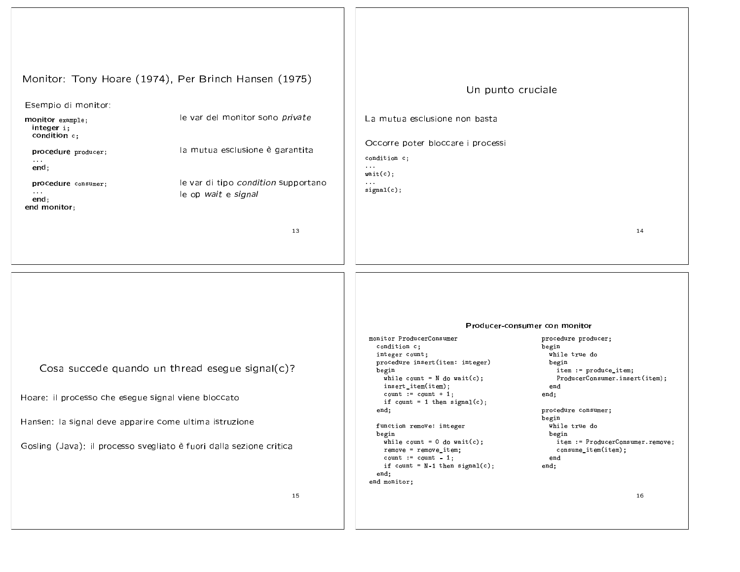## Monitor: Tony Hoare (1974), Per Brinch Hansen (1975)

Esempio di monitor:

```
monitor example;
  integer i;
  condition c;

  procedure producer;
  ...
  end;

  procedure consumer;
  ...
  end;
end monitor;
```

- le var del monitor sono *private*
- la mutua esclusione è garantita
- le var di tipo *condition* supportano le op *wait* e *signal*

## Un punto cruciale

La mutua esclusione non basta

Occorre poter bloccare i processi

```
condition c;
...
wait(c);
...
signal(c);
```

## Cosa succede quando un thread esegue signal(c)?

Hoare: il processo che esegue signal viene bloccato

Hansen: la signal deve apparire come ultima istruzione

Gosling (Java): il processo svegliato è fuori dalla sezione critica

## Producer-consumer con monitor

```
monitor ProducerConsumer
  condition c;
  integer count;
  procedure insert(item: integer)
  begin
    while count = N do wait(c);
    insert_item(item);
    count := count + 1;
    if count = 1 then signal(c);
  end;

  function remove: integer
  begin
    while count = 0 do wait(c);
    remove = remove_item;
    count := count - 1;
    if count = N-1 then signal(c);
  end;
end monitor;
```

```
procedure producer;
begin
  while true do
  begin
    item := produce_item;
    ProducerConsumer.insert(item);
  end
end;

procedure consumer;
begin
  while true do
  begin
    item := ProducerConsumer.remove;
    consume_item(item);
  end
end;
```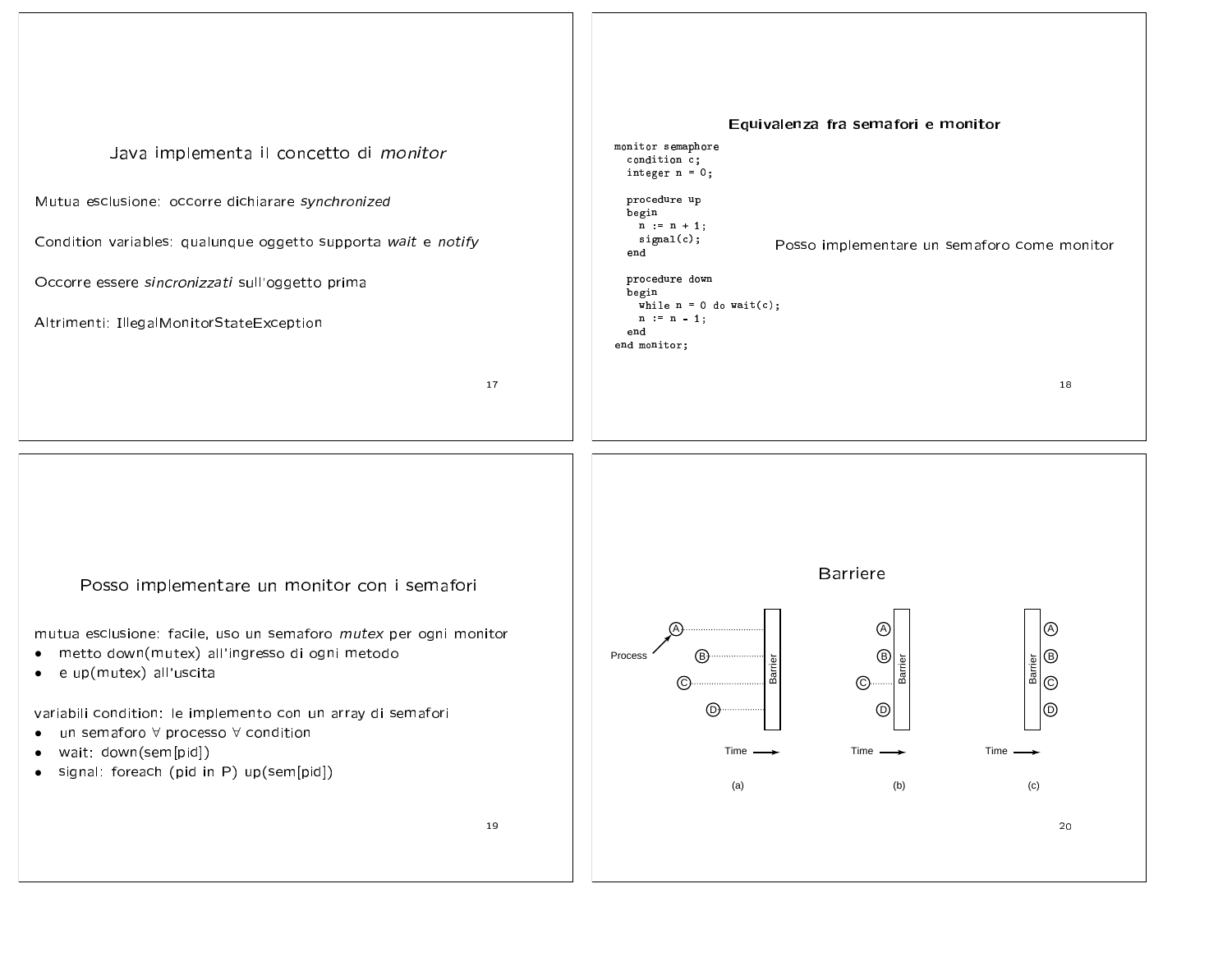## Java implementa il concetto di *monitor*

Mutua esclusione: occorre dichiarare *synchronized*

Condition variables: qualunque oggetto supporta *wait* e *notify*

Occorre essere *sincronizzati* sull'oggetto prima

Altrimenti: IllegalMonitorStateException

## Equivalenza fra semafori e monitor

```
monitor semaphore
  condition c;
  integer n = 0;

  procedure up
  begin
    n := n + 1;
    signal(c);
  end

  procedure down
  begin
    while n = 0 do wait(c);
    n := n - 1;
  end
end monitor;
```

Posso implementare un semaforo come monitor

## Posso implementare un monitor con i semafori

mutua esclusione: facile, uso un semaforo *mutex* per ogni monitor

- metto down(mutex) all'ingresso di ogni metodo
- e up(mutex) all'uscita

variabili condition: le implemento con un array di semafori

- un semaforo $\forall$ processo $\forall$ condition
- wait: down(sem[pid])
- signal: foreach (pid in P) up(sem[pid])

## Barriere

Process | A | B | C | D | Barrier | Time

(a) (b) (c)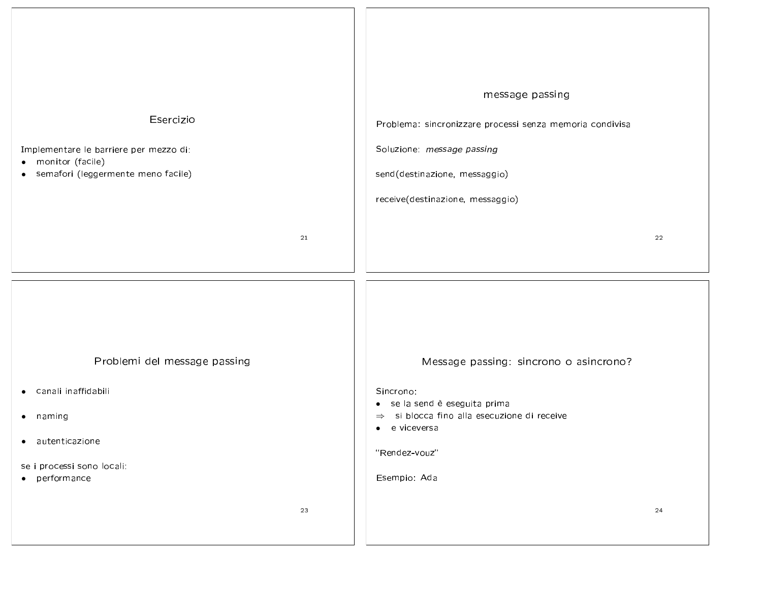## Esercizio

Implementare le barriere per mezzo di:

- monitor (facile)
- semafori (leggermente meno facile)

## message passing

Problema: sincronizzare processi senza memoria condivisa

Soluzione: *message passing*

send(destinazione, messaggio)

receive(destinazione, messaggio)

## Problemi del message passing

- canali inaffidabili
- naming
- autenticazione

se i processi sono locali:

- performance

## Message passing: sincrono o asincrono?

Sincrono:

- se la send è eseguita prima

$\Rightarrow$ si blocca fino alla esecuzione di receive

- e viceversa

"Rendez-vouz"

Esempio: Ada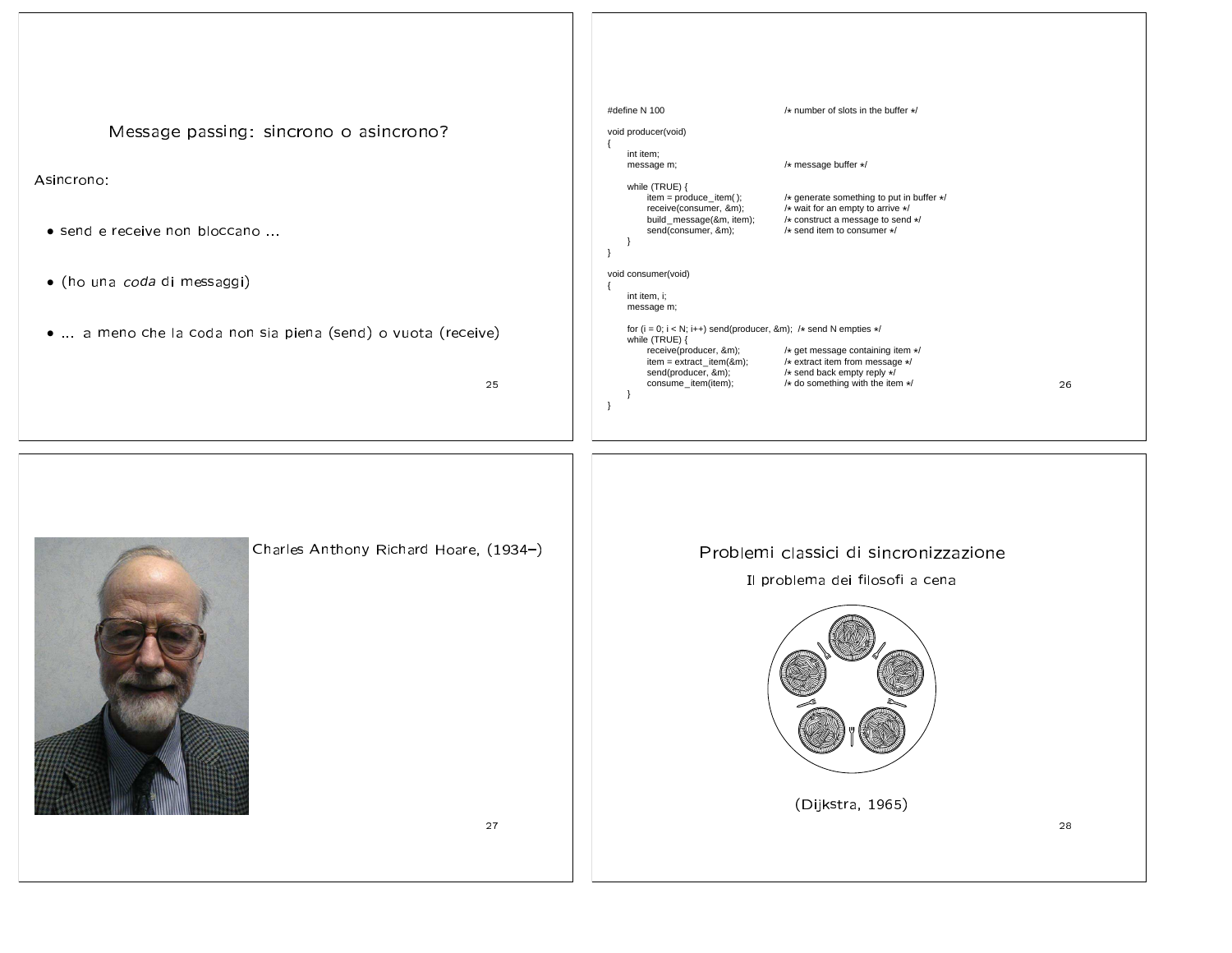## Message passing: sincrono o asincrono?

Asincrono:

- send e receive non bloccano ...
- (ho una *coda* di messaggi)
- ... a meno che la coda non sia piena (send) o vuota (receive)

```
#define N 100                           /* number of slots in the buffer */

void producer(void)
{
     int item;
     message m;                         /* message buffer */

     while (TRUE) {
          item = produce_item( );       /* generate something to put in buffer */
          receive(consumer, &m);        /* wait for an empty to arrive */
          build_message(&m, item);      /* construct a message to send */
          send(consumer, &m);           /* send item to consumer */
     }
}

void consumer(void)
{
     int item, i;
     message m;

     for (i = 0; i < N; i++) send(producer, &m);  /* send N empties */
     while (TRUE) {
          receive(producer, &m);        /* get message containing item */
          item = extract_item(&m);      /* extract item from message */
          send(producer, &m);           /* send back empty reply */
          consume_item(item);           /* do something with the item */
     }
}
```

Charles Anthony Richard Hoare, (1934–)

## Problemi classici di sincronizzazione

### Il problema dei filosofi a cena

(Dijkstra, 1965)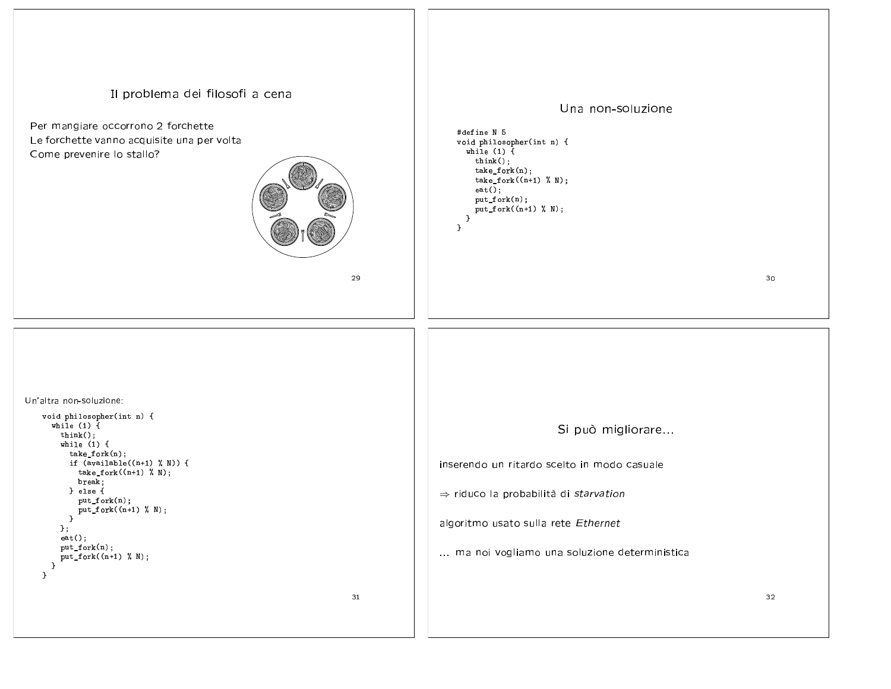## Il problema dei filosofi a cena

Per mangiare occorrono 2 forchette
Le forchette vanno acquisite una per volta
Come prevenire lo stallo?

## Una non-soluzione

```
#define N 5
void philosopher(int n) {
  while (1) {
    think();
    take_fork(n);
    take_fork((n+1) % N);
    eat();
    put_fork(n);
    put_fork((n+1) % N);
  }
}
```

Un'altra non-soluzione:

```
void philosopher(int n) {
  while (1) {
    think();
    while (1) {
      take_fork(n);
      if (available((n+1) % N)) {
        take_fork((n+1) % N);
        break;
      } else {
        put_fork(n);
        put_fork((n+1) % N);
      }
    };
    eat();
    put_fork(n);
    put_fork((n+1) % N);
  }
}
```

## Si può migliorare...

inserendo un ritardo scelto in modo casuale

⇒ riduco la probabilità di *starvation*

algoritmo usato sulla rete *Ethernet*

... ma noi vogliamo una soluzione deterministica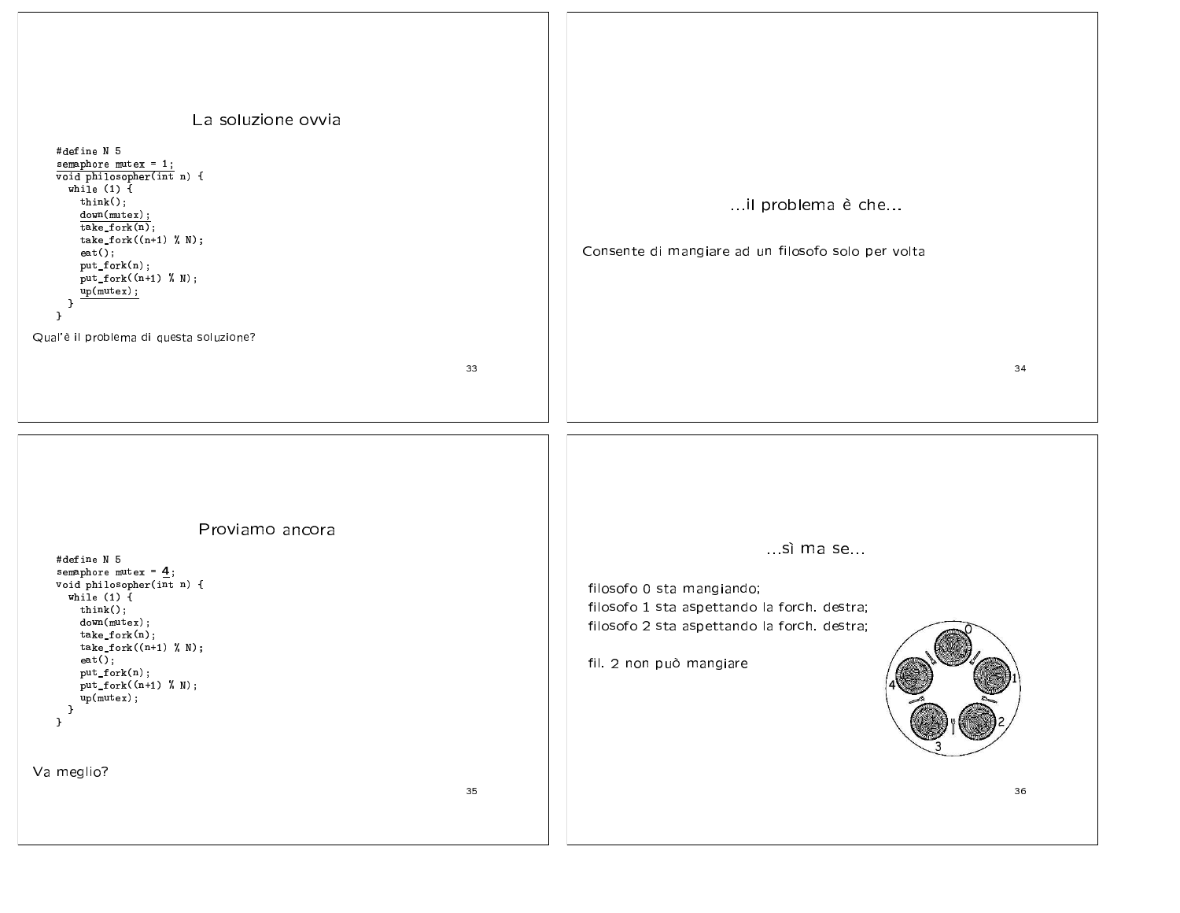## La soluzione ovvia

```
#define N 5
semaphore mutex = 1;
void philosopher(int n) {
  while (1) {
    think();
    down(mutex);
    take_fork(n);
    take_fork((n+1) % N);
    eat();
    put_fork(n);
    put_fork((n+1) % N);
    up(mutex);
  }
}
```

Qual'è il problema di questa soluzione?

## ...il problema è che...

Consente di mangiare ad un filosofo solo per volta

## Proviamo ancora

```
#define N 5
semaphore mutex = 4;
void philosopher(int n) {
  while (1) {
    think();
    down(mutex);
    take_fork(n);
    take_fork((n+1) % N);
    eat();
    put_fork(n);
    put_fork((n+1) % N);
    up(mutex);
  }
}
```

Va meglio?

## ...sì ma se...

filosofo 0 sta mangiando;
filosofo 1 sta aspettando la forch. destra;
filosofo 2 sta aspettando la forch. destra;

fil. 2 non può mangiare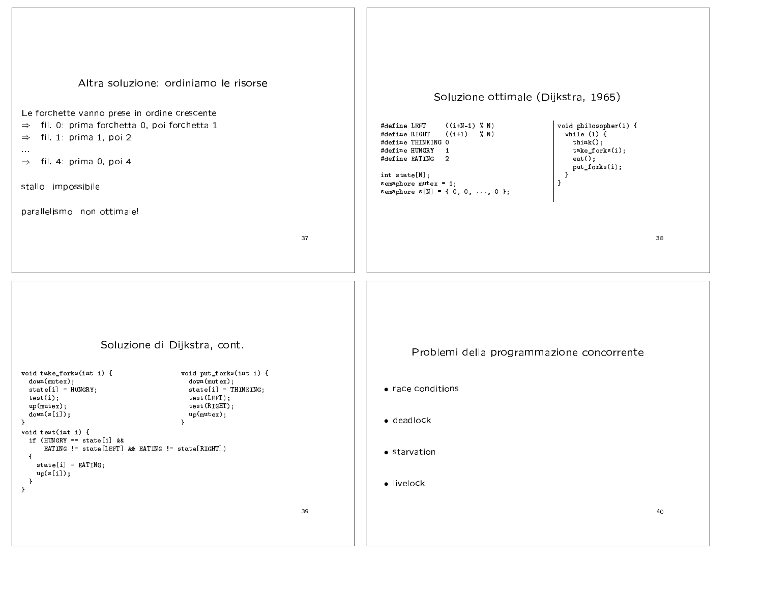## Altra soluzione: ordiniamo le risorse

Le forchette vanno prese in ordine crescente

$\Rightarrow$ fil. 0: prima forchetta 0, poi forchetta 1

$\Rightarrow$ fil. 1: prima 1, poi 2

...

$\Rightarrow$ fil. 4: prima 0, poi 4

stallo: impossibile

parallelismo: non ottimale!

## Soluzione ottimale (Dijkstra, 1965)

```
#define LEFT     ((i+N-1) % N)
#define RIGHT    ((i+1)   % N)
#define THINKING 0
#define HUNGRY   1
#define EATING   2

int state[N];
semaphore mutex = 1;
semaphore s[N] = { 0, 0, ..., 0 };
```

```
void philosopher(i) {
  while (1) {
    think();
    take_forks(i);
    eat();
    put_forks(i);
  }
}
```

## Soluzione di Dijkstra, cont.

```
void take_forks(int i) {
  down(mutex);
  state[i] = HUNGRY;
  test(i);
  up(mutex);
  down(s[i]);
}
void test(int i) {
  if (HUNGRY == state[i] &&
      EATING != state[LEFT] && EATING != state[RIGHT])
  {
    state[i] = EATING;
    up(s[i]);
  }
}
```

```
void put_forks(int i) {
  down(mutex);
  state[i] = THINKING;
  test(LEFT);
  test(RIGHT);
  up(mutex);
}
```

## Problemi della programmazione concorrente

- race conditions
- deadlock
- starvation
- livelock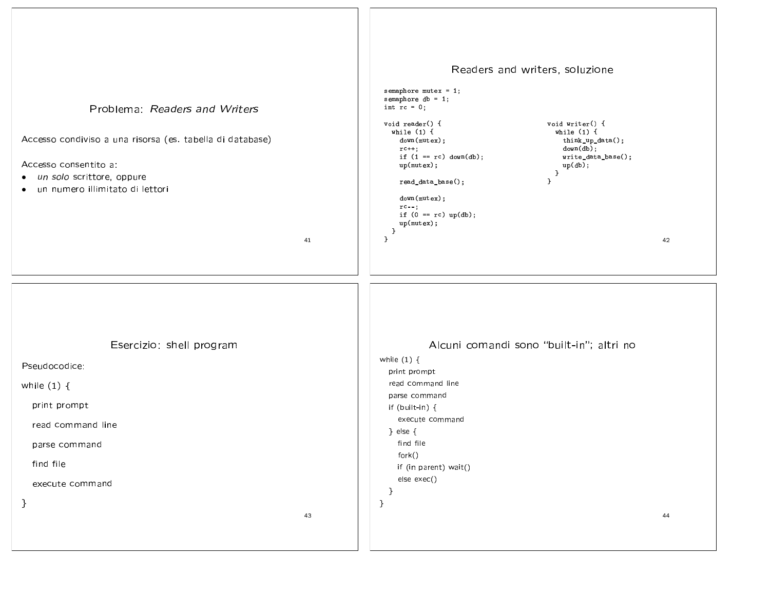## Problema: *Readers and Writers*

Accesso condiviso a una risorsa (es. tabella di database)

Accesso consentito a:

- *un solo* scrittore, oppure
- un numero illimitato di lettori

## Readers and writers, soluzione

```
semaphore mutex = 1;
semaphore db = 1;
int rc = 0;

void reader() {
  while (1) {
    down(mutex);
    rc++;
    if (1 == rc) down(db);
    up(mutex);

    read_data_base();

    down(mutex);
    rc--;
    if (0 == rc) up(db);
    up(mutex);
  }
}
```

```
void writer() {
  while (1) {
    think_up_data();
    down(db);
    write_data_base();
    up(db);
  }
}
```

## Esercizio: shell program

Pseudocodice:

```
while (1) {
   print prompt
   read command line
   parse command
   find file
   execute command
}
```

## Alcuni comandi sono "built-in"; altri no

```
while (1) {
  print prompt
  read command line
  parse command
  if (built-in) {
    execute command
  } else {
    find file
    fork()
    if (in parent) wait()
    else exec()
  }
}
```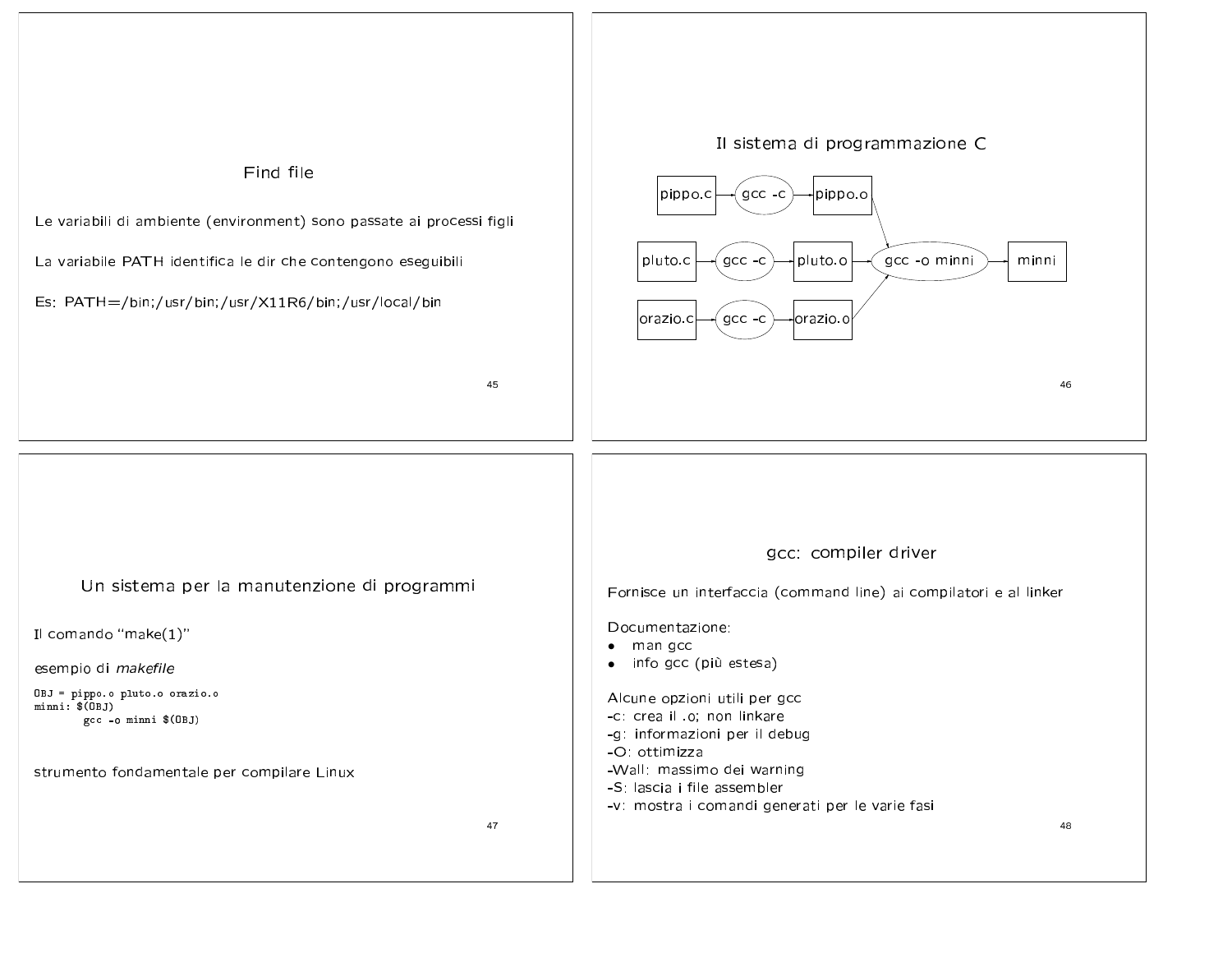## Find file

Le variabili di ambiente (environment) sono passate ai processi figli

La variabile PATH identifica le dir che contengono eseguibili

Es: PATH=/bin;/usr/bin;/usr/X11R6/bin;/usr/local/bin

## Il sistema di programmazione C

```
pippo.c  --> gcc -c --> pippo.o  --\
pluto.c  --> gcc -c --> pluto.o  ----> gcc -o minni --> minni
orazio.c --> gcc -c --> orazio.o --/
```

## Un sistema per la manutenzione di programmi

Il comando "make(1)"

esempio di *makefile*

```
OBJ = pippo.o pluto.o orazio.o
minni: $(OBJ)
        gcc -o minni $(OBJ)
```

strumento fondamentale per compilare Linux

## gcc: compiler driver

Fornisce un interfaccia (command line) ai compilatori e al linker

Documentazione:

- man gcc
- info gcc (più estesa)

Alcune opzioni utili per gcc

-c: crea il .o; non linkare
-g: informazioni per il debug
-O: ottimizza
-Wall: massimo dei warning
-S: lascia i file assembler
-v: mostra i comandi generati per le varie fasi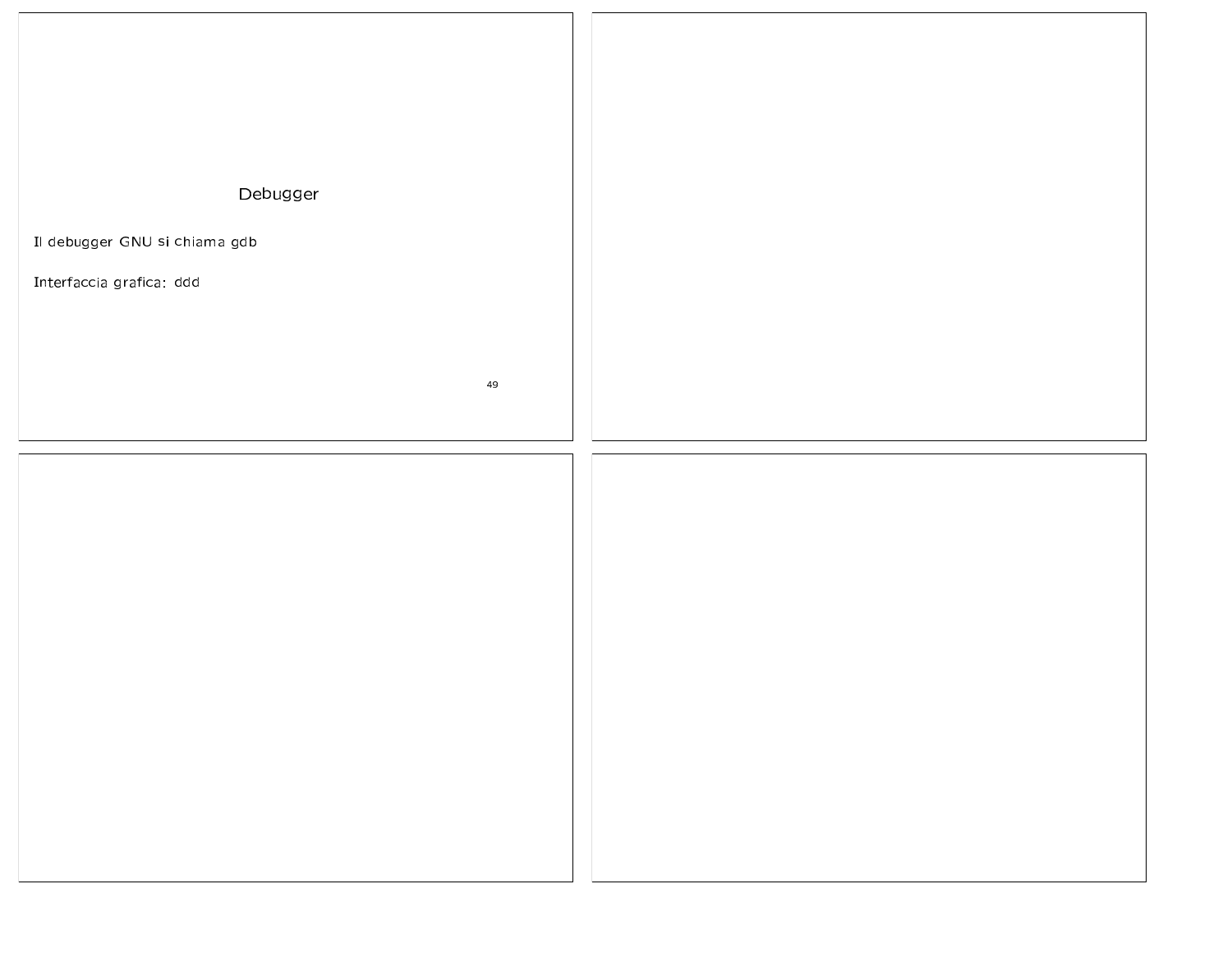# Debugger

Il debugger GNU si chiama gdb

Interfaccia grafica: ddd